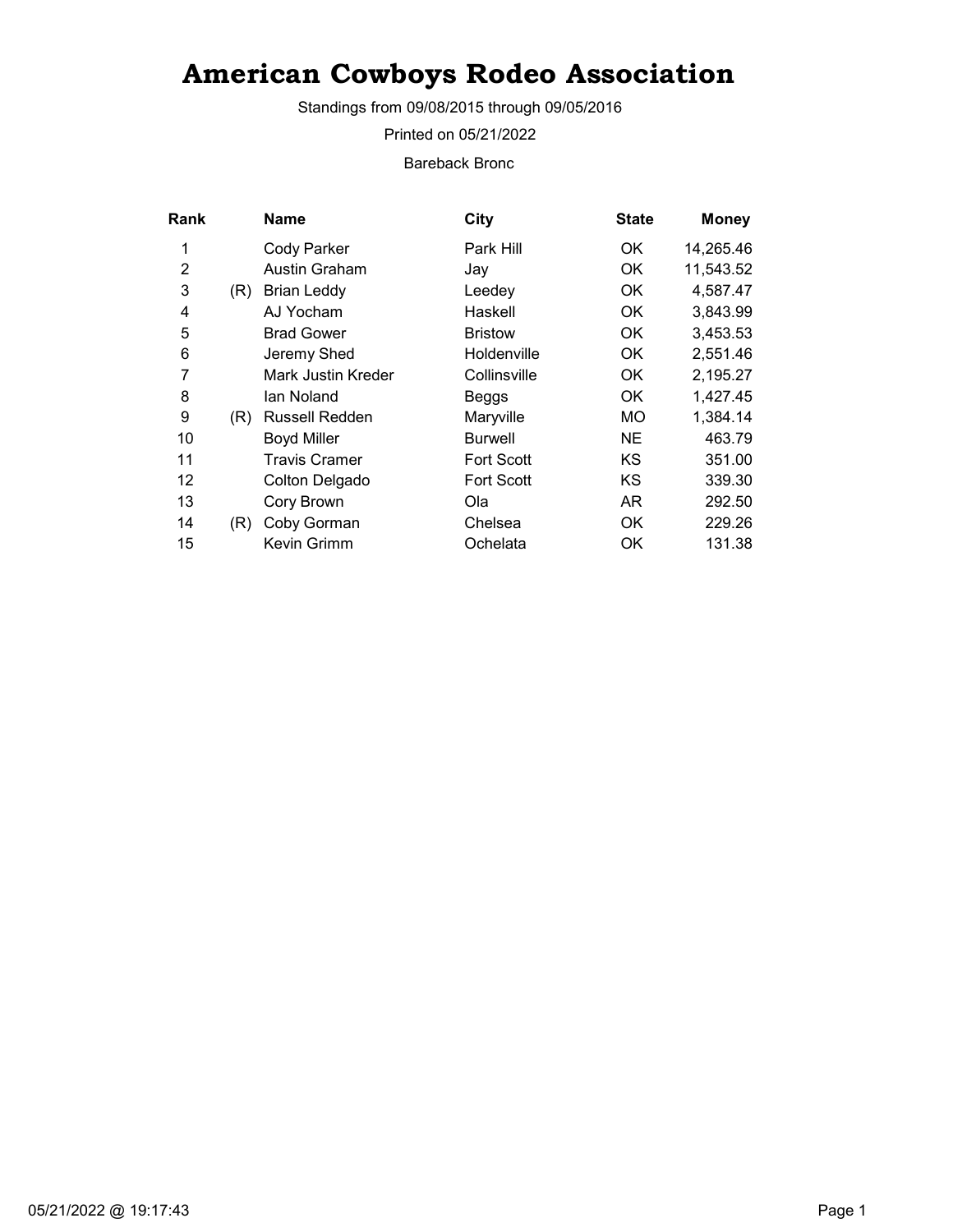# American Cowboys Rodeo Association

Standings from 09/08/2015 through 09/05/2016

Printed on 05/21/2022

Bareback Bronc

| Rank | | Name | City | State | Money |
|---|---|---|---|---|---|
| 1 | | Cody Parker | Park Hill | OK | 14,265.46 |
| 2 | | Austin Graham | Jay | OK | 11,543.52 |
| 3 | (R) | Brian Leddy | Leedey | OK | 4,587.47 |
| 4 | | AJ Yocham | Haskell | OK | 3,843.99 |
| 5 | | Brad Gower | Bristow | OK | 3,453.53 |
| 6 | | Jeremy Shed | Holdenville | OK | 2,551.46 |
| 7 | | Mark Justin Kreder | Collinsville | OK | 2,195.27 |
| 8 | | Ian Noland | Beggs | OK | 1,427.45 |
| 9 | (R) | Russell Redden | Maryville | MO | 1,384.14 |
| 10 | | Boyd Miller | Burwell | NE | 463.79 |
| 11 | | Travis Cramer | Fort Scott | KS | 351.00 |
| 12 | | Colton Delgado | Fort Scott | KS | 339.30 |
| 13 | | Cory Brown | Ola | AR | 292.50 |
| 14 | (R) | Coby Gorman | Chelsea | OK | 229.26 |
| 15 | | Kevin Grimm | Ochelata | OK | 131.38 |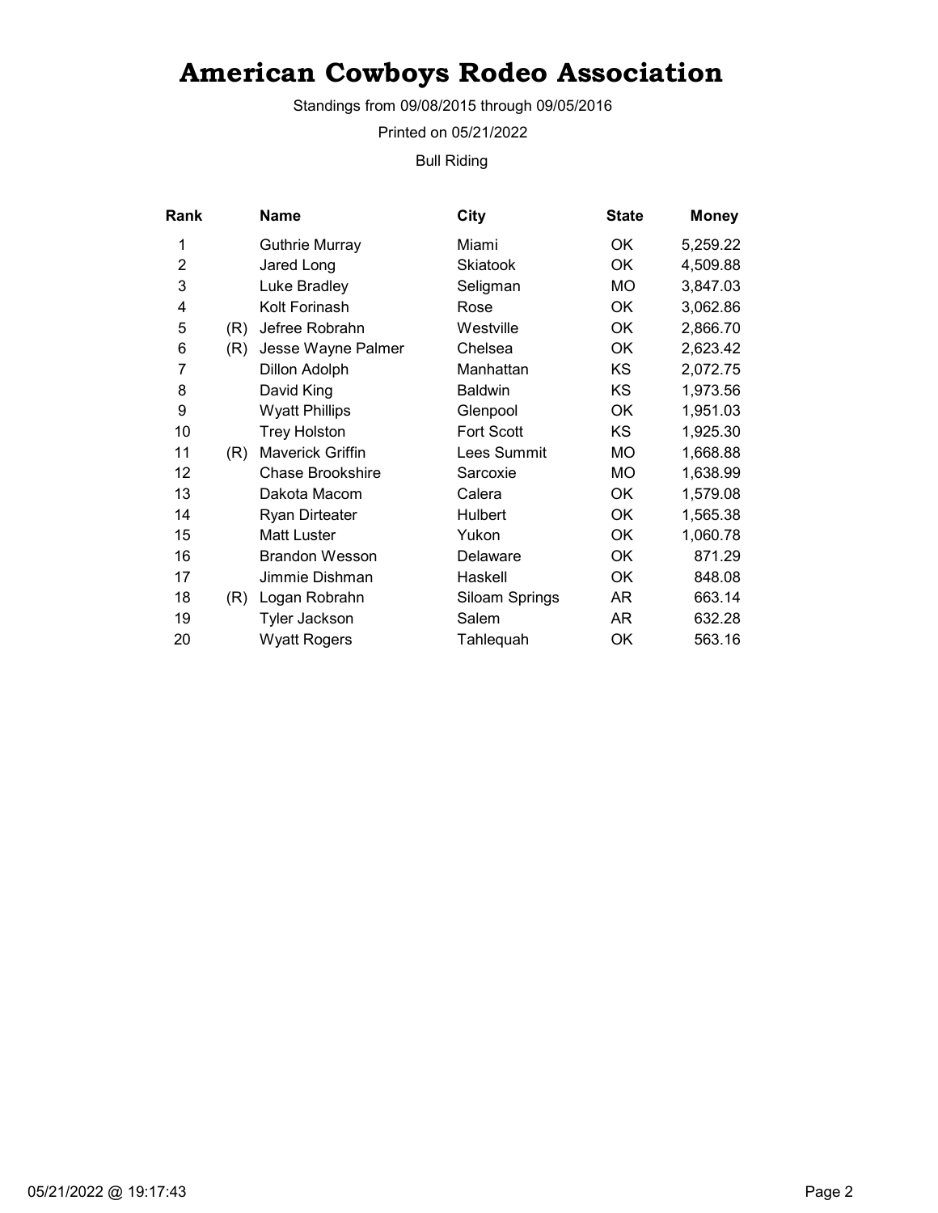# American Cowboys Rodeo Association

Standings from 09/08/2015 through 09/05/2016

Printed on 05/21/2022

Bull Riding

| Rank | | Name | City | State | Money |
|---|---|---|---|---|---|
| 1 | | Guthrie Murray | Miami | OK | 5,259.22 |
| 2 | | Jared Long | Skiatook | OK | 4,509.88 |
| 3 | | Luke Bradley | Seligman | MO | 3,847.03 |
| 4 | | Kolt Forinash | Rose | OK | 3,062.86 |
| 5 | (R) | Jefree Robrahn | Westville | OK | 2,866.70 |
| 6 | (R) | Jesse Wayne Palmer | Chelsea | OK | 2,623.42 |
| 7 | | Dillon Adolph | Manhattan | KS | 2,072.75 |
| 8 | | David King | Baldwin | KS | 1,973.56 |
| 9 | | Wyatt Phillips | Glenpool | OK | 1,951.03 |
| 10 | | Trey Holston | Fort Scott | KS | 1,925.30 |
| 11 | (R) | Maverick Griffin | Lees Summit | MO | 1,668.88 |
| 12 | | Chase Brookshire | Sarcoxie | MO | 1,638.99 |
| 13 | | Dakota Macom | Calera | OK | 1,579.08 |
| 14 | | Ryan Dirteater | Hulbert | OK | 1,565.38 |
| 15 | | Matt Luster | Yukon | OK | 1,060.78 |
| 16 | | Brandon Wesson | Delaware | OK | 871.29 |
| 17 | | Jimmie Dishman | Haskell | OK | 848.08 |
| 18 | (R) | Logan Robrahn | Siloam Springs | AR | 663.14 |
| 19 | | Tyler Jackson | Salem | AR | 632.28 |
| 20 | | Wyatt Rogers | Tahlequah | OK | 563.16 |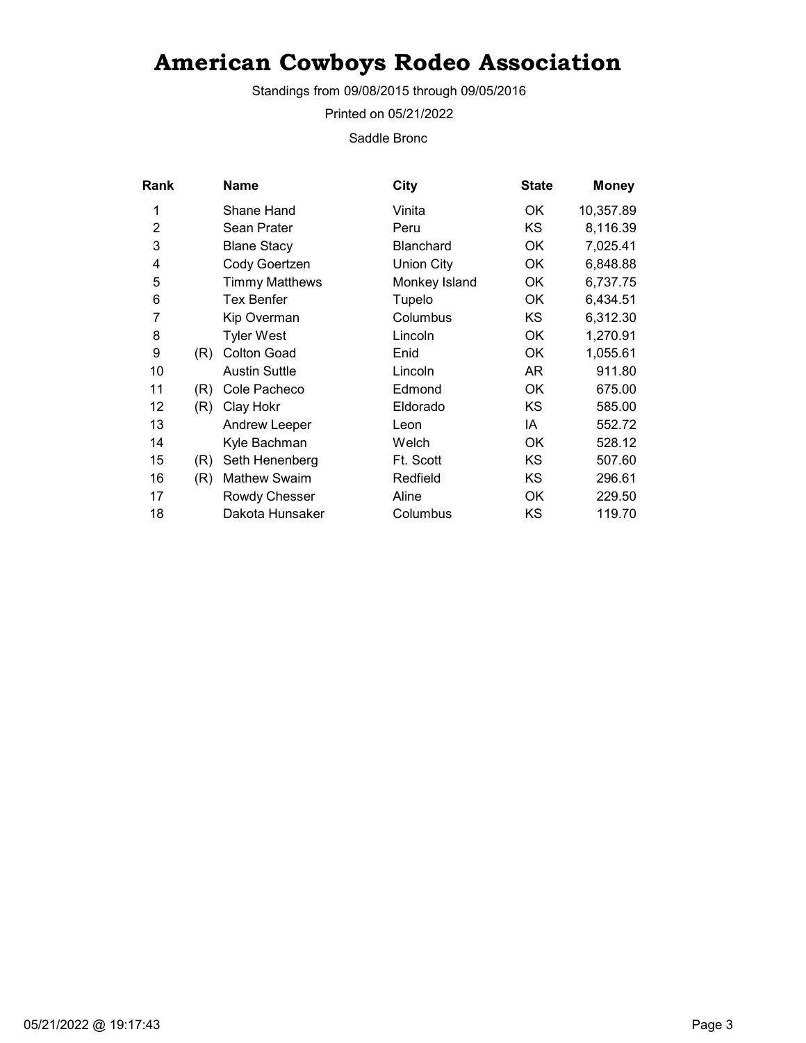# American Cowboys Rodeo Association

Standings from 09/08/2015 through 09/05/2016

Printed on 05/21/2022

Saddle Bronc

| Rank | | Name | City | State | Money |
|---|---|---|---|---|---|
| 1 | | Shane Hand | Vinita | OK | 10,357.89 |
| 2 | | Sean Prater | Peru | KS | 8,116.39 |
| 3 | | Blane Stacy | Blanchard | OK | 7,025.41 |
| 4 | | Cody Goertzen | Union City | OK | 6,848.88 |
| 5 | | Timmy Matthews | Monkey Island | OK | 6,737.75 |
| 6 | | Tex Benfer | Tupelo | OK | 6,434.51 |
| 7 | | Kip Overman | Columbus | KS | 6,312.30 |
| 8 | | Tyler West | Lincoln | OK | 1,270.91 |
| 9 | (R) | Colton Goad | Enid | OK | 1,055.61 |
| 10 | | Austin Suttle | Lincoln | AR | 911.80 |
| 11 | (R) | Cole Pacheco | Edmond | OK | 675.00 |
| 12 | (R) | Clay Hokr | Eldorado | KS | 585.00 |
| 13 | | Andrew Leeper | Leon | IA | 552.72 |
| 14 | | Kyle Bachman | Welch | OK | 528.12 |
| 15 | (R) | Seth Henenberg | Ft. Scott | KS | 507.60 |
| 16 | (R) | Mathew Swaim | Redfield | KS | 296.61 |
| 17 | | Rowdy Chesser | Aline | OK | 229.50 |
| 18 | | Dakota Hunsaker | Columbus | KS | 119.70 |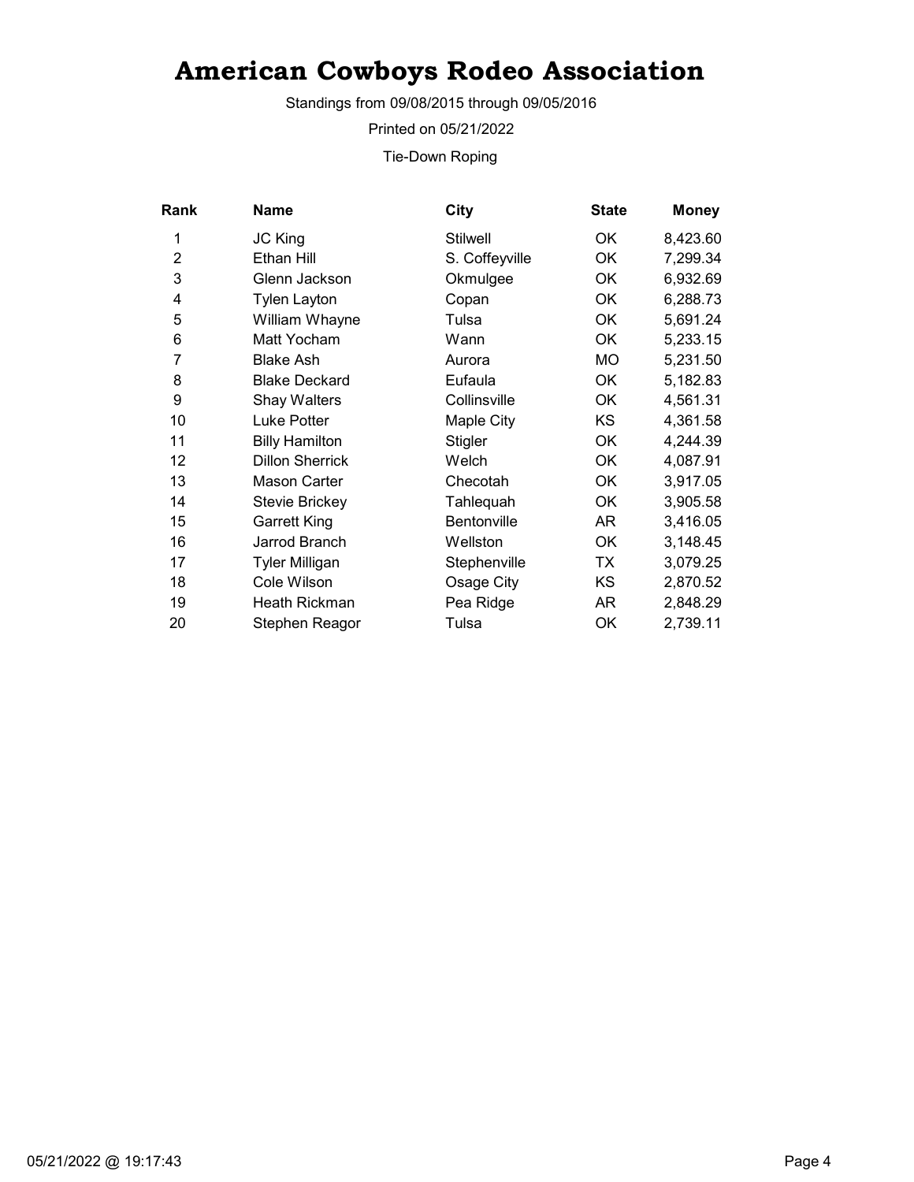# American Cowboys Rodeo Association

Standings from 09/08/2015 through 09/05/2016

Printed on 05/21/2022

Tie-Down Roping

| Rank | Name | City | State | Money |
|---|---|---|---|---|
| 1 | JC King | Stilwell | OK | 8,423.60 |
| 2 | Ethan Hill | S. Coffeyville | OK | 7,299.34 |
| 3 | Glenn Jackson | Okmulgee | OK | 6,932.69 |
| 4 | Tylen Layton | Copan | OK | 6,288.73 |
| 5 | William Whayne | Tulsa | OK | 5,691.24 |
| 6 | Matt Yocham | Wann | OK | 5,233.15 |
| 7 | Blake Ash | Aurora | MO | 5,231.50 |
| 8 | Blake Deckard | Eufaula | OK | 5,182.83 |
| 9 | Shay Walters | Collinsville | OK | 4,561.31 |
| 10 | Luke Potter | Maple City | KS | 4,361.58 |
| 11 | Billy Hamilton | Stigler | OK | 4,244.39 |
| 12 | Dillon Sherrick | Welch | OK | 4,087.91 |
| 13 | Mason Carter | Checotah | OK | 3,917.05 |
| 14 | Stevie Brickey | Tahlequah | OK | 3,905.58 |
| 15 | Garrett King | Bentonville | AR | 3,416.05 |
| 16 | Jarrod Branch | Wellston | OK | 3,148.45 |
| 17 | Tyler Milligan | Stephenville | TX | 3,079.25 |
| 18 | Cole Wilson | Osage City | KS | 2,870.52 |
| 19 | Heath Rickman | Pea Ridge | AR | 2,848.29 |
| 20 | Stephen Reagor | Tulsa | OK | 2,739.11 |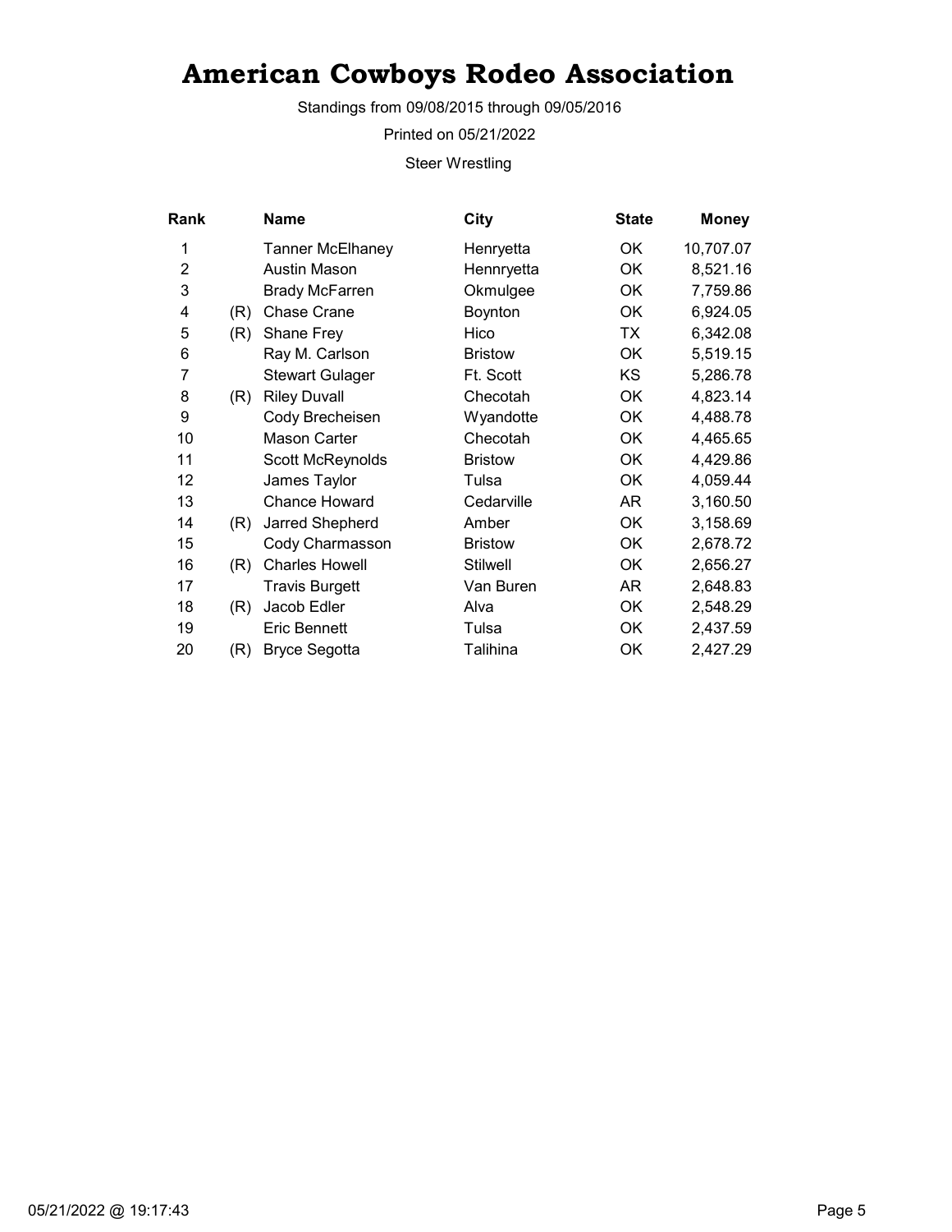# American Cowboys Rodeo Association

Standings from 09/08/2015 through 09/05/2016

Printed on 05/21/2022

Steer Wrestling

| Rank | | Name | City | State | Money |
|---|---|---|---|---|---|
| 1 | | Tanner McElhaney | Henryetta | OK | 10,707.07 |
| 2 | | Austin Mason | Hennryetta | OK | 8,521.16 |
| 3 | | Brady McFarren | Okmulgee | OK | 7,759.86 |
| 4 | (R) | Chase Crane | Boynton | OK | 6,924.05 |
| 5 | (R) | Shane Frey | Hico | TX | 6,342.08 |
| 6 | | Ray M. Carlson | Bristow | OK | 5,519.15 |
| 7 | | Stewart Gulager | Ft. Scott | KS | 5,286.78 |
| 8 | (R) | Riley Duvall | Checotah | OK | 4,823.14 |
| 9 | | Cody Brecheisen | Wyandotte | OK | 4,488.78 |
| 10 | | Mason Carter | Checotah | OK | 4,465.65 |
| 11 | | Scott McReynolds | Bristow | OK | 4,429.86 |
| 12 | | James Taylor | Tulsa | OK | 4,059.44 |
| 13 | | Chance Howard | Cedarville | AR | 3,160.50 |
| 14 | (R) | Jarred Shepherd | Amber | OK | 3,158.69 |
| 15 | | Cody Charmasson | Bristow | OK | 2,678.72 |
| 16 | (R) | Charles Howell | Stilwell | OK | 2,656.27 |
| 17 | | Travis Burgett | Van Buren | AR | 2,648.83 |
| 18 | (R) | Jacob Edler | Alva | OK | 2,548.29 |
| 19 | | Eric Bennett | Tulsa | OK | 2,437.59 |
| 20 | (R) | Bryce Segotta | Talihina | OK | 2,427.29 |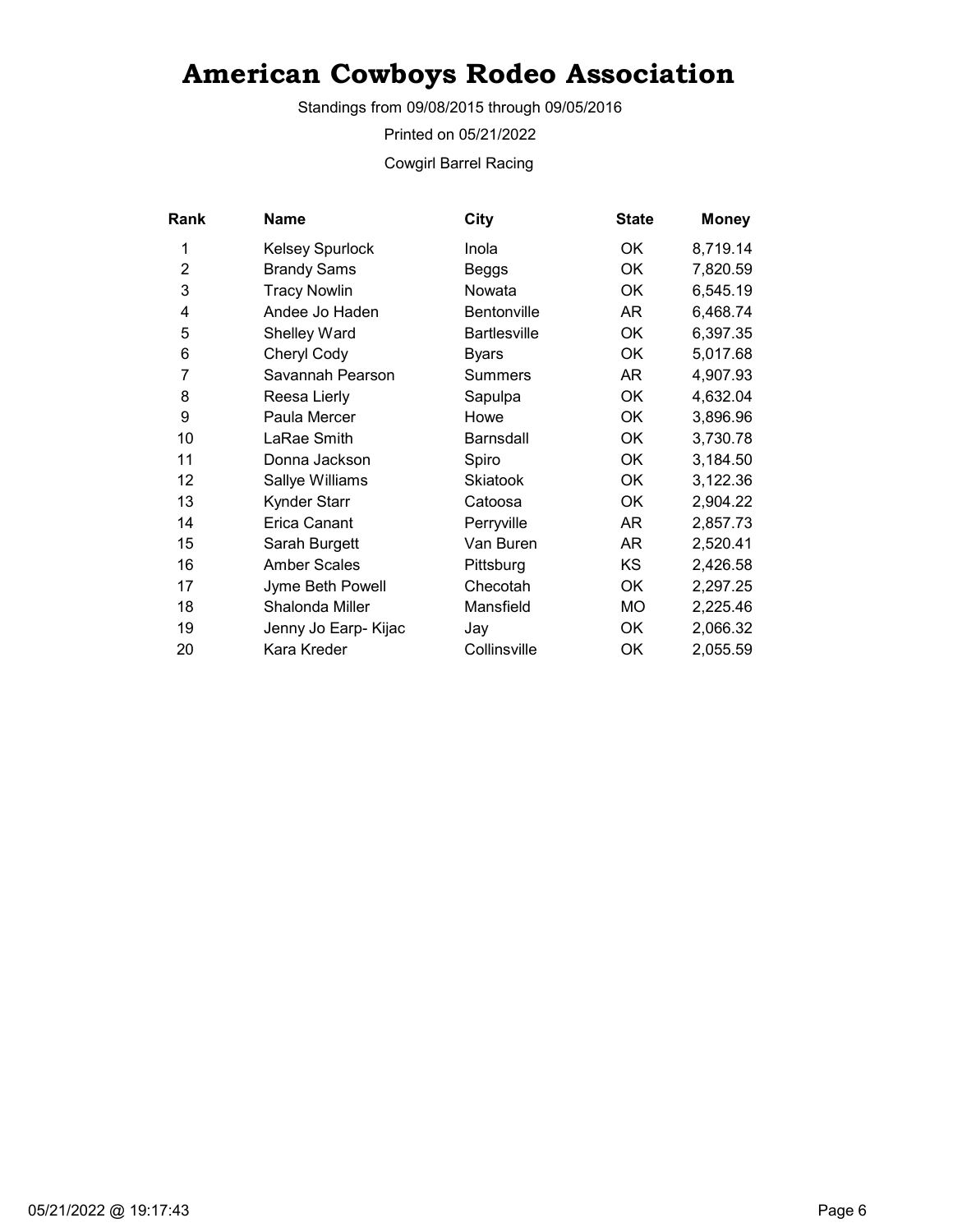# American Cowboys Rodeo Association

Standings from 09/08/2015 through 09/05/2016

Printed on 05/21/2022

Cowgirl Barrel Racing

| Rank | Name | City | State | Money |
|---|---|---|---|---|
| 1 | Kelsey Spurlock | Inola | OK | 8,719.14 |
| 2 | Brandy Sams | Beggs | OK | 7,820.59 |
| 3 | Tracy Nowlin | Nowata | OK | 6,545.19 |
| 4 | Andee Jo Haden | Bentonville | AR | 6,468.74 |
| 5 | Shelley Ward | Bartlesville | OK | 6,397.35 |
| 6 | Cheryl Cody | Byars | OK | 5,017.68 |
| 7 | Savannah Pearson | Summers | AR | 4,907.93 |
| 8 | Reesa Lierly | Sapulpa | OK | 4,632.04 |
| 9 | Paula Mercer | Howe | OK | 3,896.96 |
| 10 | LaRae Smith | Barnsdall | OK | 3,730.78 |
| 11 | Donna Jackson | Spiro | OK | 3,184.50 |
| 12 | Sallye Williams | Skiatook | OK | 3,122.36 |
| 13 | Kynder Starr | Catoosa | OK | 2,904.22 |
| 14 | Erica Canant | Perryville | AR | 2,857.73 |
| 15 | Sarah Burgett | Van Buren | AR | 2,520.41 |
| 16 | Amber Scales | Pittsburg | KS | 2,426.58 |
| 17 | Jyme Beth Powell | Checotah | OK | 2,297.25 |
| 18 | Shalonda Miller | Mansfield | MO | 2,225.46 |
| 19 | Jenny Jo Earp- Kijac | Jay | OK | 2,066.32 |
| 20 | Kara Kreder | Collinsville | OK | 2,055.59 |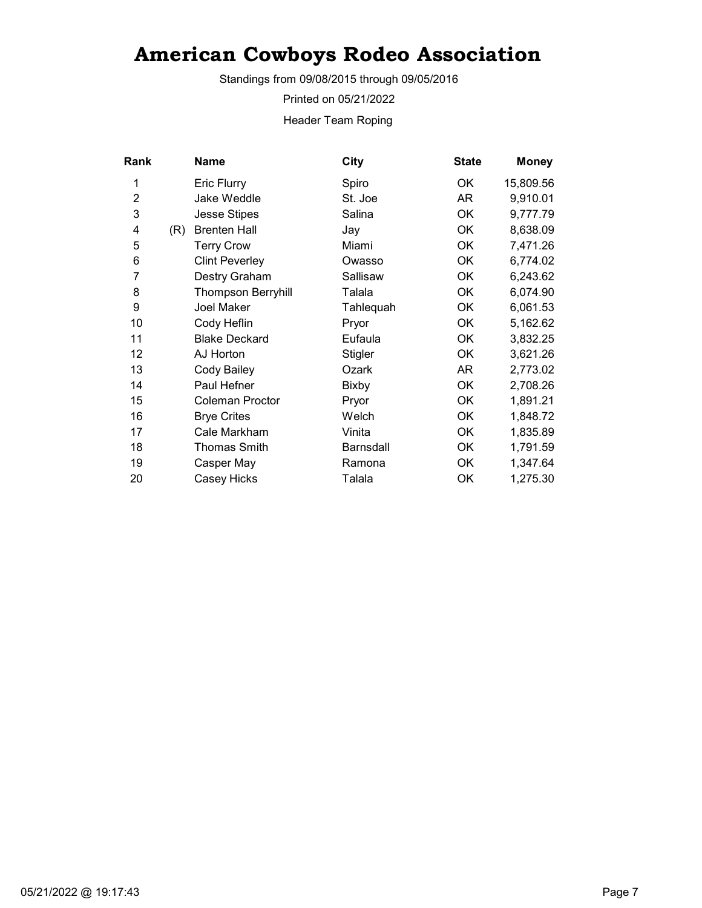# American Cowboys Rodeo Association

Standings from 09/08/2015 through 09/05/2016

Printed on 05/21/2022

Header Team Roping

| Rank | | Name | City | State | Money |
|---|---|---|---|---|---|
| 1 | | Eric Flurry | Spiro | OK | 15,809.56 |
| 2 | | Jake Weddle | St. Joe | AR | 9,910.01 |
| 3 | | Jesse Stipes | Salina | OK | 9,777.79 |
| 4 | (R) | Brenten Hall | Jay | OK | 8,638.09 |
| 5 | | Terry Crow | Miami | OK | 7,471.26 |
| 6 | | Clint Peverley | Owasso | OK | 6,774.02 |
| 7 | | Destry Graham | Sallisaw | OK | 6,243.62 |
| 8 | | Thompson Berryhill | Talala | OK | 6,074.90 |
| 9 | | Joel Maker | Tahlequah | OK | 6,061.53 |
| 10 | | Cody Heflin | Pryor | OK | 5,162.62 |
| 11 | | Blake Deckard | Eufaula | OK | 3,832.25 |
| 12 | | AJ Horton | Stigler | OK | 3,621.26 |
| 13 | | Cody Bailey | Ozark | AR | 2,773.02 |
| 14 | | Paul Hefner | Bixby | OK | 2,708.26 |
| 15 | | Coleman Proctor | Pryor | OK | 1,891.21 |
| 16 | | Brye Crites | Welch | OK | 1,848.72 |
| 17 | | Cale Markham | Vinita | OK | 1,835.89 |
| 18 | | Thomas Smith | Barnsdall | OK | 1,791.59 |
| 19 | | Casper May | Ramona | OK | 1,347.64 |
| 20 | | Casey Hicks | Talala | OK | 1,275.30 |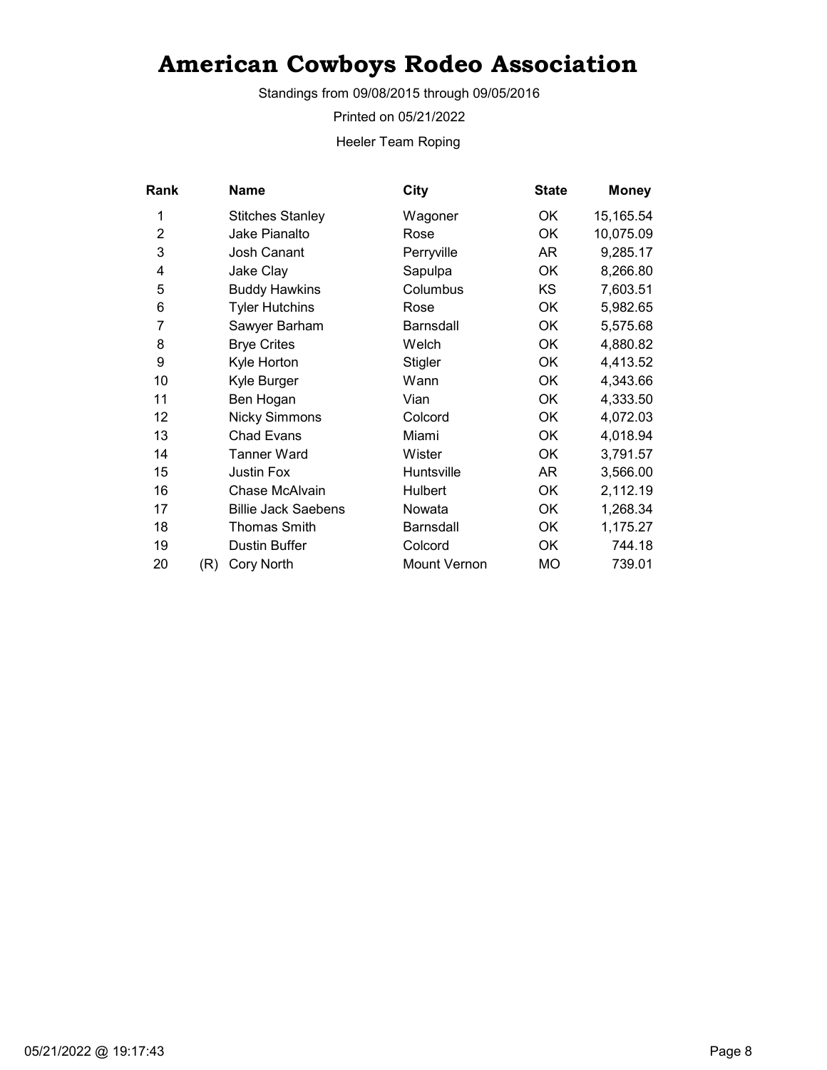# American Cowboys Rodeo Association

Standings from 09/08/2015 through 09/05/2016

Printed on 05/21/2022

Heeler Team Roping

| Rank | | Name | City | State | Money |
|---|---|---|---|---|---|
| 1 | | Stitches Stanley | Wagoner | OK | 15,165.54 |
| 2 | | Jake Pianalto | Rose | OK | 10,075.09 |
| 3 | | Josh Canant | Perryville | AR | 9,285.17 |
| 4 | | Jake Clay | Sapulpa | OK | 8,266.80 |
| 5 | | Buddy Hawkins | Columbus | KS | 7,603.51 |
| 6 | | Tyler Hutchins | Rose | OK | 5,982.65 |
| 7 | | Sawyer Barham | Barnsdall | OK | 5,575.68 |
| 8 | | Brye Crites | Welch | OK | 4,880.82 |
| 9 | | Kyle Horton | Stigler | OK | 4,413.52 |
| 10 | | Kyle Burger | Wann | OK | 4,343.66 |
| 11 | | Ben Hogan | Vian | OK | 4,333.50 |
| 12 | | Nicky Simmons | Colcord | OK | 4,072.03 |
| 13 | | Chad Evans | Miami | OK | 4,018.94 |
| 14 | | Tanner Ward | Wister | OK | 3,791.57 |
| 15 | | Justin Fox | Huntsville | AR | 3,566.00 |
| 16 | | Chase McAlvain | Hulbert | OK | 2,112.19 |
| 17 | | Billie Jack Saebens | Nowata | OK | 1,268.34 |
| 18 | | Thomas Smith | Barnsdall | OK | 1,175.27 |
| 19 | | Dustin Buffer | Colcord | OK | 744.18 |
| 20 | (R) | Cory North | Mount Vernon | MO | 739.01 |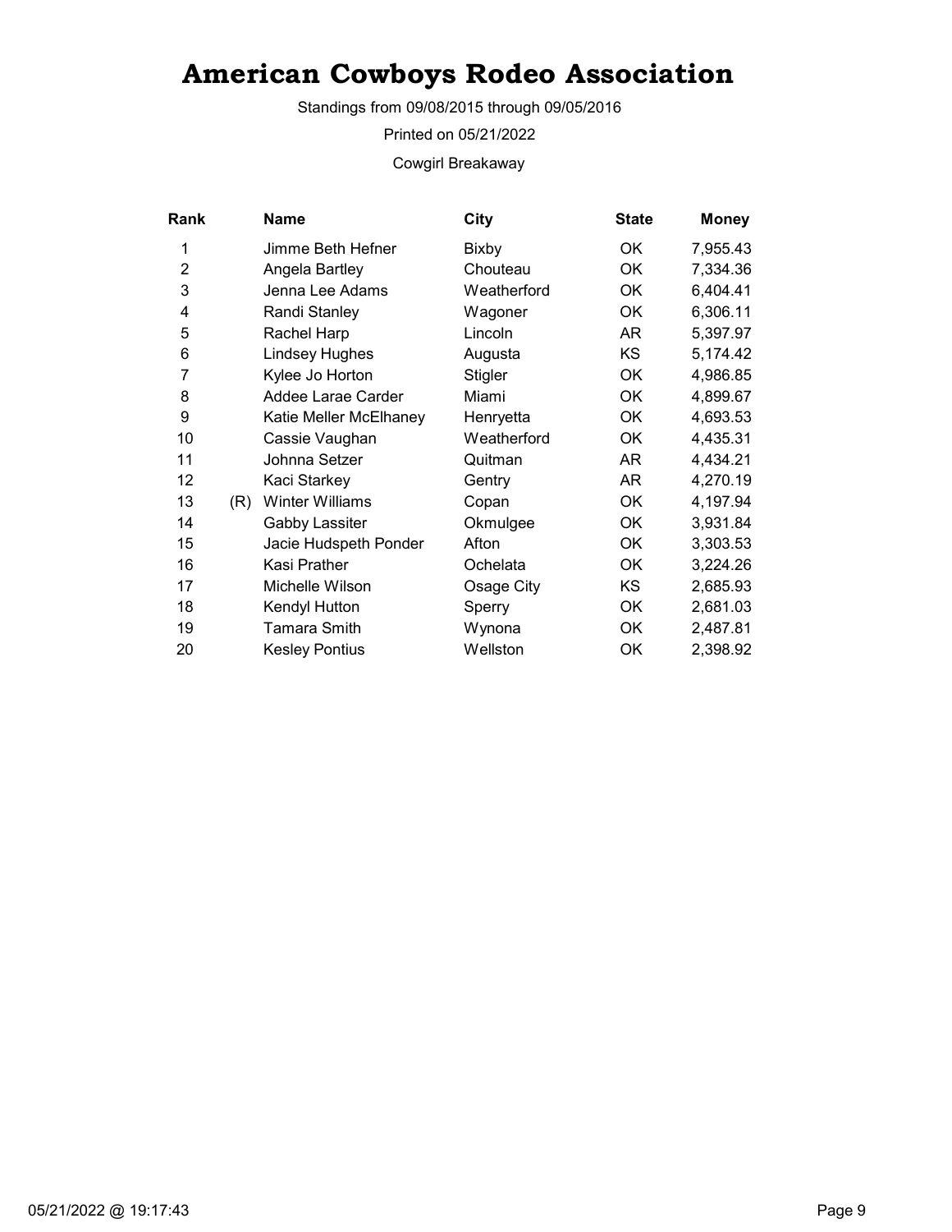# American Cowboys Rodeo Association

Standings from 09/08/2015 through 09/05/2016

Printed on 05/21/2022

Cowgirl Breakaway

| Rank | | Name | City | State | Money |
|---|---|---|---|---|---|
| 1 | | Jimme Beth Hefner | Bixby | OK | 7,955.43 |
| 2 | | Angela Bartley | Chouteau | OK | 7,334.36 |
| 3 | | Jenna Lee Adams | Weatherford | OK | 6,404.41 |
| 4 | | Randi Stanley | Wagoner | OK | 6,306.11 |
| 5 | | Rachel Harp | Lincoln | AR | 5,397.97 |
| 6 | | Lindsey Hughes | Augusta | KS | 5,174.42 |
| 7 | | Kylee Jo Horton | Stigler | OK | 4,986.85 |
| 8 | | Addee Larae Carder | Miami | OK | 4,899.67 |
| 9 | | Katie Meller McElhaney | Henryetta | OK | 4,693.53 |
| 10 | | Cassie Vaughan | Weatherford | OK | 4,435.31 |
| 11 | | Johnna Setzer | Quitman | AR | 4,434.21 |
| 12 | | Kaci Starkey | Gentry | AR | 4,270.19 |
| 13 | (R) | Winter Williams | Copan | OK | 4,197.94 |
| 14 | | Gabby Lassiter | Okmulgee | OK | 3,931.84 |
| 15 | | Jacie Hudspeth Ponder | Afton | OK | 3,303.53 |
| 16 | | Kasi Prather | Ochelata | OK | 3,224.26 |
| 17 | | Michelle Wilson | Osage City | KS | 2,685.93 |
| 18 | | Kendyl Hutton | Sperry | OK | 2,681.03 |
| 19 | | Tamara Smith | Wynona | OK | 2,487.81 |
| 20 | | Kesley Pontius | Wellston | OK | 2,398.92 |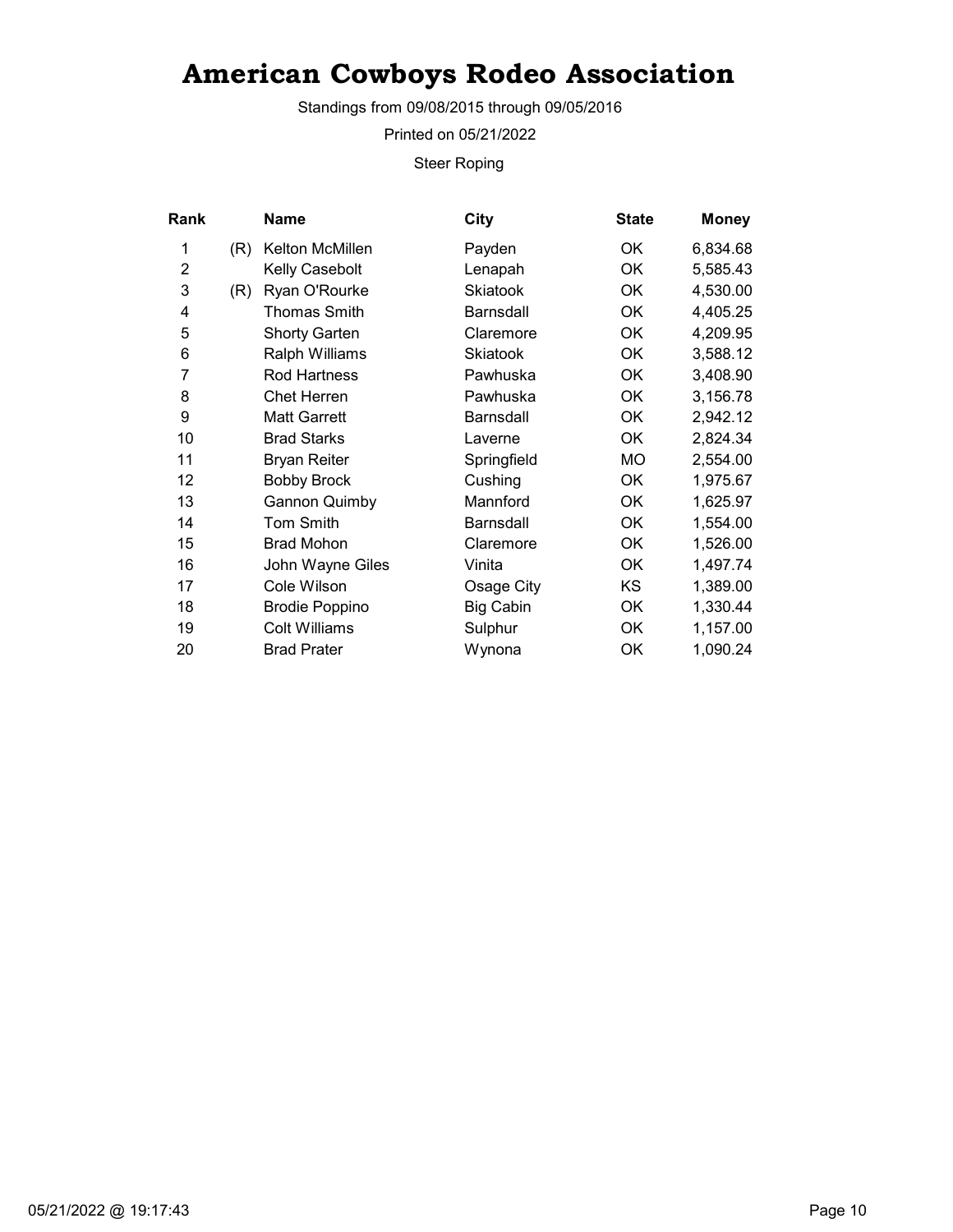# American Cowboys Rodeo Association

Standings from 09/08/2015 through 09/05/2016

Printed on 05/21/2022

Steer Roping

| Rank | | Name | City | State | Money |
|---|---|---|---|---|---|
| 1 | (R) | Kelton McMillen | Payden | OK | 6,834.68 |
| 2 | | Kelly Casebolt | Lenapah | OK | 5,585.43 |
| 3 | (R) | Ryan O'Rourke | Skiatook | OK | 4,530.00 |
| 4 | | Thomas Smith | Barnsdall | OK | 4,405.25 |
| 5 | | Shorty Garten | Claremore | OK | 4,209.95 |
| 6 | | Ralph Williams | Skiatook | OK | 3,588.12 |
| 7 | | Rod Hartness | Pawhuska | OK | 3,408.90 |
| 8 | | Chet Herren | Pawhuska | OK | 3,156.78 |
| 9 | | Matt Garrett | Barnsdall | OK | 2,942.12 |
| 10 | | Brad Starks | Laverne | OK | 2,824.34 |
| 11 | | Bryan Reiter | Springfield | MO | 2,554.00 |
| 12 | | Bobby Brock | Cushing | OK | 1,975.67 |
| 13 | | Gannon Quimby | Mannford | OK | 1,625.97 |
| 14 | | Tom Smith | Barnsdall | OK | 1,554.00 |
| 15 | | Brad Mohon | Claremore | OK | 1,526.00 |
| 16 | | John Wayne Giles | Vinita | OK | 1,497.74 |
| 17 | | Cole Wilson | Osage City | KS | 1,389.00 |
| 18 | | Brodie Poppino | Big Cabin | OK | 1,330.44 |
| 19 | | Colt Williams | Sulphur | OK | 1,157.00 |
| 20 | | Brad Prater | Wynona | OK | 1,090.24 |